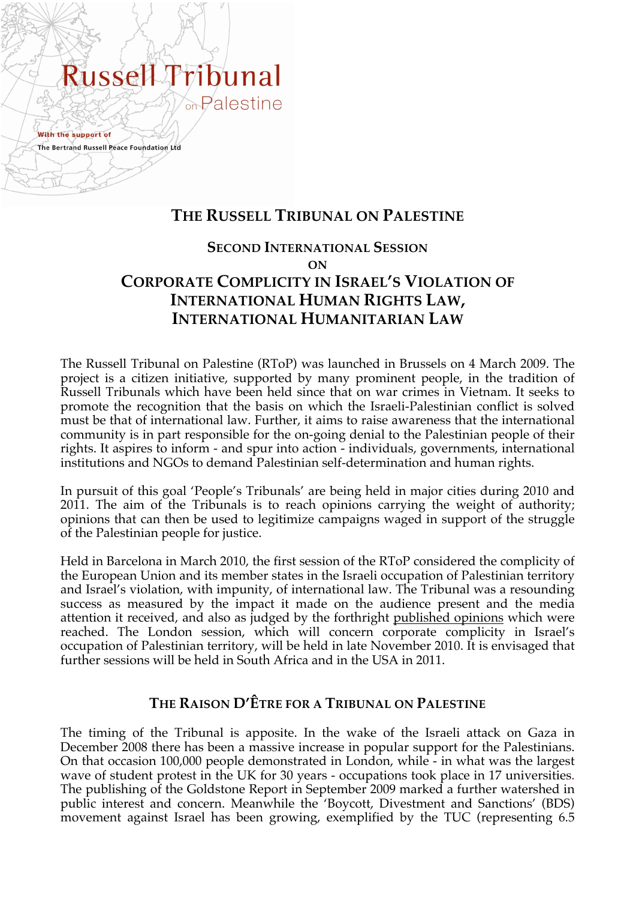Russell Tribunal on Palestine

With the support of

The Bertrand Russell Peace Foundation Ltd

# The Russell Tribunal on Palestine

## Second International Session on Corporate Complicity in Israel's Violation of International Human Rights Law, International Humanitarian Law

The Russell Tribunal on Palestine (RToP) was launched in Brussels on 4 March 2009. The project is a citizen initiative, supported by many prominent people, in the tradition of Russell Tribunals which have been held since that on war crimes in Vietnam. It seeks to promote the recognition that the basis on which the Israeli-Palestinian conflict is solved must be that of international law. Further, it aims to raise awareness that the international community is in part responsible for the on-going denial to the Palestinian people of their rights. It aspires to inform - and spur into action - individuals, governments, international institutions and NGOs to demand Palestinian self-determination and human rights.

In pursuit of this goal 'People's Tribunals' are being held in major cities during 2010 and 2011. The aim of the Tribunals is to reach opinions carrying the weight of authority; opinions that can then be used to legitimize campaigns waged in support of the struggle of the Palestinian people for justice.

Held in Barcelona in March 2010, the first session of the RToP considered the complicity of the European Union and its member states in the Israeli occupation of Palestinian territory and Israel's violation, with impunity, of international law. The Tribunal was a resounding success as measured by the impact it made on the audience present and the media attention it received, and also as judged by the forthright published opinions which were reached. The London session, which will concern corporate complicity in Israel's occupation of Palestinian territory, will be held in late November 2010. It is envisaged that further sessions will be held in South Africa and in the USA in 2011.

## The Raison d'Être for a Tribunal on Palestine

The timing of the Tribunal is apposite. In the wake of the Israeli attack on Gaza in December 2008 there has been a massive increase in popular support for the Palestinians. On that occasion 100,000 people demonstrated in London, while - in what was the largest wave of student protest in the UK for 30 years - occupations took place in 17 universities. The publishing of the Goldstone Report in September 2009 marked a further watershed in public interest and concern. Meanwhile the 'Boycott, Divestment and Sanctions' (BDS) movement against Israel has been growing, exemplified by the TUC (representing 6.5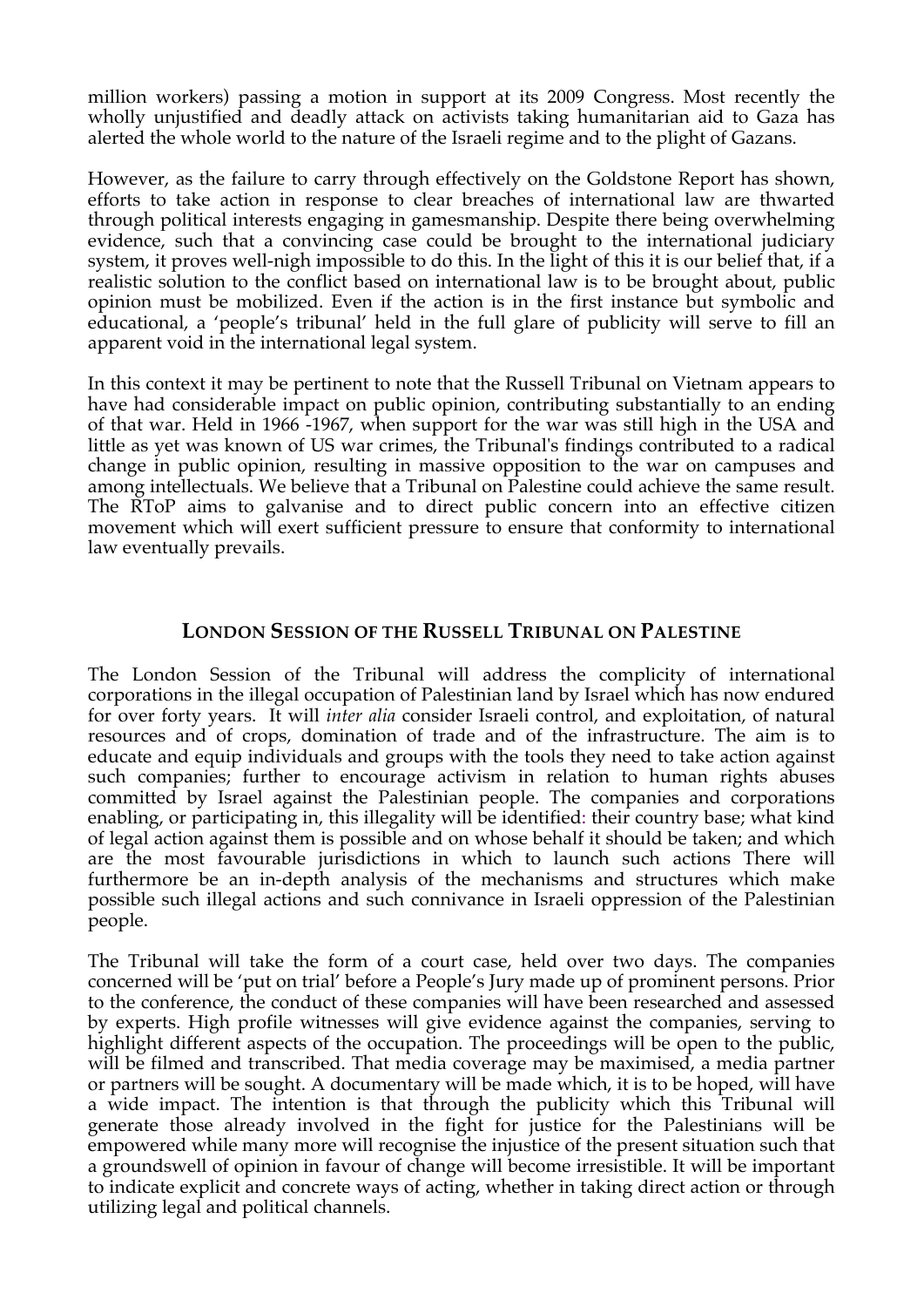million workers) passing a motion in support at its 2009 Congress. Most recently the wholly unjustified and deadly attack on activists taking humanitarian aid to Gaza has alerted the whole world to the nature of the Israeli regime and to the plight of Gazans.

However, as the failure to carry through effectively on the Goldstone Report has shown, efforts to take action in response to clear breaches of international law are thwarted through political interests engaging in gamesmanship. Despite there being overwhelming evidence, such that a convincing case could be brought to the international judiciary system, it proves well-nigh impossible to do this. In the light of this it is our belief that, if a realistic solution to the conflict based on international law is to be brought about, public opinion must be mobilized. Even if the action is in the first instance but symbolic and educational, a 'people's tribunal' held in the full glare of publicity will serve to fill an apparent void in the international legal system.

In this context it may be pertinent to note that the Russell Tribunal on Vietnam appears to have had considerable impact on public opinion, contributing substantially to an ending of that war. Held in 1966 -1967, when support for the war was still high in the USA and little as yet was known of US war crimes, the Tribunal's findings contributed to a radical change in public opinion, resulting in massive opposition to the war on campuses and among intellectuals. We believe that a Tribunal on Palestine could achieve the same result. The RToP aims to galvanise and to direct public concern into an effective citizen movement which will exert sufficient pressure to ensure that conformity to international law eventually prevails.

## LONDON SESSION OF THE RUSSELL TRIBUNAL ON PALESTINE

The London Session of the Tribunal will address the complicity of international corporations in the illegal occupation of Palestinian land by Israel which has now endured for over forty years. It will *inter alia* consider Israeli control, and exploitation, of natural resources and of crops, domination of trade and of the infrastructure. The aim is to educate and equip individuals and groups with the tools they need to take action against such companies; further to encourage activism in relation to human rights abuses committed by Israel against the Palestinian people. The companies and corporations enabling, or participating in, this illegality will be identified: their country base; what kind of legal action against them is possible and on whose behalf it should be taken; and which are the most favourable jurisdictions in which to launch such actions There will furthermore be an in-depth analysis of the mechanisms and structures which make possible such illegal actions and such connivance in Israeli oppression of the Palestinian people.

The Tribunal will take the form of a court case, held over two days. The companies concerned will be 'put on trial' before a People's Jury made up of prominent persons. Prior to the conference, the conduct of these companies will have been researched and assessed by experts. High profile witnesses will give evidence against the companies, serving to highlight different aspects of the occupation. The proceedings will be open to the public, will be filmed and transcribed. That media coverage may be maximised, a media partner or partners will be sought. A documentary will be made which, it is to be hoped, will have a wide impact. The intention is that through the publicity which this Tribunal will generate those already involved in the fight for justice for the Palestinians will be empowered while many more will recognise the injustice of the present situation such that a groundswell of opinion in favour of change will become irresistible. It will be important to indicate explicit and concrete ways of acting, whether in taking direct action or through utilizing legal and political channels.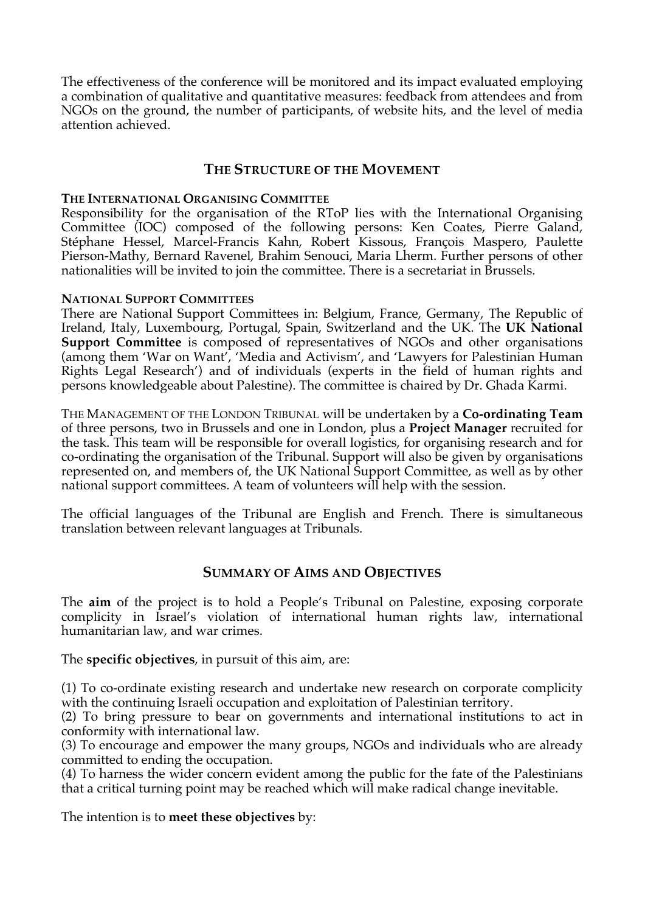The effectiveness of the conference will be monitored and its impact evaluated employing a combination of qualitative and quantitative measures: feedback from attendees and from NGOs on the ground, the number of participants, of website hits, and the level of media attention achieved.

## THE STRUCTURE OF THE MOVEMENT

### THE INTERNATIONAL ORGANISING COMMITTEE

Responsibility for the organisation of the RToP lies with the International Organising Committee (IOC) composed of the following persons: Ken Coates, Pierre Galand, Stéphane Hessel, Marcel-Francis Kahn, Robert Kissous, François Maspero, Paulette Pierson-Mathy, Bernard Ravenel, Brahim Senouci, Maria Lherm. Further persons of other nationalities will be invited to join the committee. There is a secretariat in Brussels.

### NATIONAL SUPPORT COMMITTEES

There are National Support Committees in: Belgium, France, Germany, The Republic of Ireland, Italy, Luxembourg, Portugal, Spain, Switzerland and the UK. The **UK National Support Committee** is composed of representatives of NGOs and other organisations (among them 'War on Want', 'Media and Activism', and 'Lawyers for Palestinian Human Rights Legal Research') and of individuals (experts in the field of human rights and persons knowledgeable about Palestine). The committee is chaired by Dr. Ghada Karmi.

THE MANAGEMENT OF THE LONDON TRIBUNAL will be undertaken by a **Co-ordinating Team** of three persons, two in Brussels and one in London, plus a **Project Manager** recruited for the task. This team will be responsible for overall logistics, for organising research and for co-ordinating the organisation of the Tribunal. Support will also be given by organisations represented on, and members of, the UK National Support Committee, as well as by other national support committees. A team of volunteers will help with the session.

The official languages of the Tribunal are English and French. There is simultaneous translation between relevant languages at Tribunals.

## SUMMARY OF AIMS AND OBJECTIVES

The **aim** of the project is to hold a People's Tribunal on Palestine, exposing corporate complicity in Israel's violation of international human rights law, international humanitarian law, and war crimes.

The **specific objectives**, in pursuit of this aim, are:

(1) To co-ordinate existing research and undertake new research on corporate complicity with the continuing Israeli occupation and exploitation of Palestinian territory.
(2) To bring pressure to bear on governments and international institutions to act in conformity with international law.
(3) To encourage and empower the many groups, NGOs and individuals who are already committed to ending the occupation.
(4) To harness the wider concern evident among the public for the fate of the Palestinians that a critical turning point may be reached which will make radical change inevitable.

The intention is to **meet these objectives** by: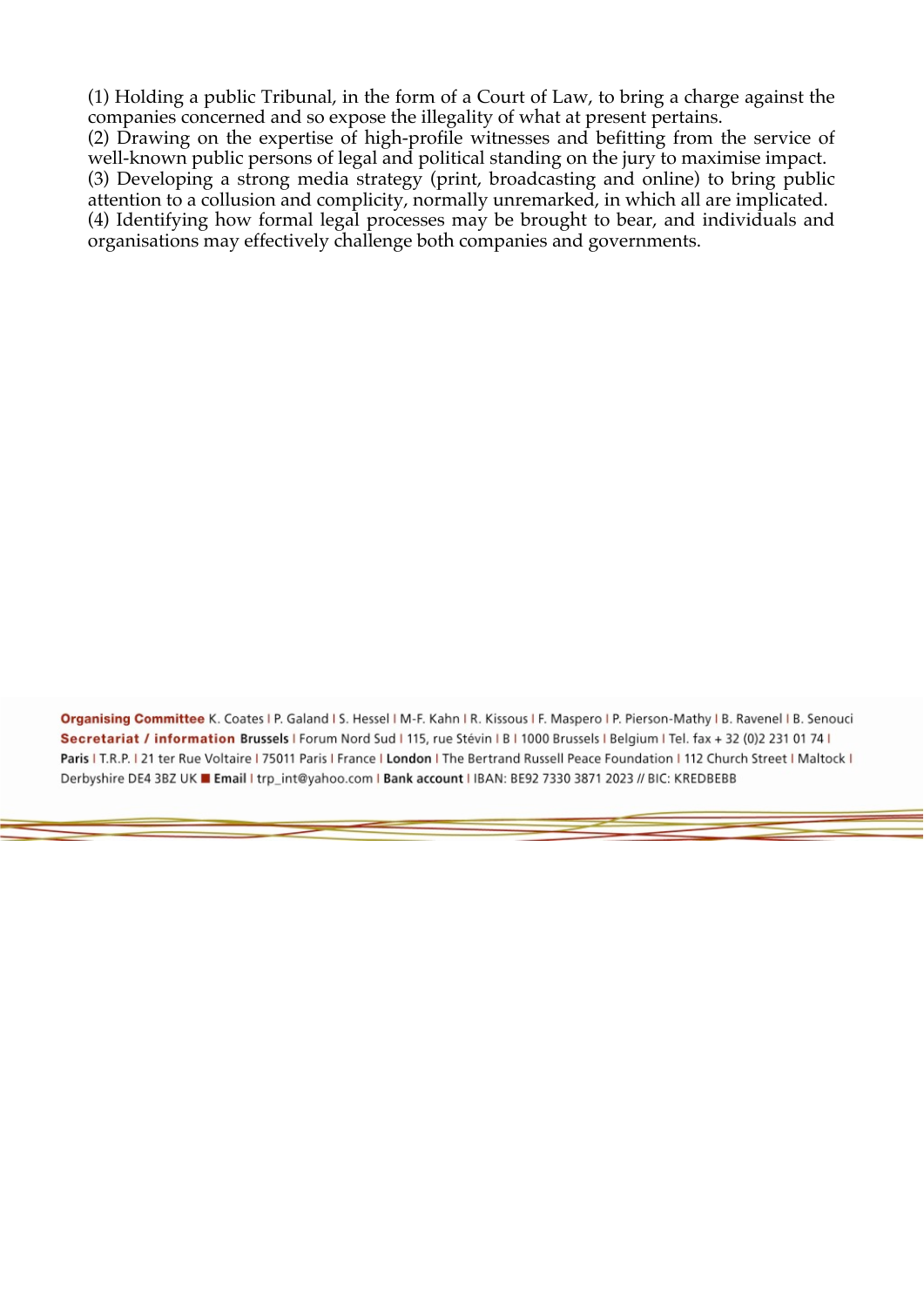(1) Holding a public Tribunal, in the form of a Court of Law, to bring a charge against the companies concerned and so expose the illegality of what at present pertains.
(2) Drawing on the expertise of high-profile witnesses and befitting from the service of well-known public persons of legal and political standing on the jury to maximise impact.
(3) Developing a strong media strategy (print, broadcasting and online) to bring public attention to a collusion and complicity, normally unremarked, in which all are implicated.
(4) Identifying how formal legal processes may be brought to bear, and individuals and organisations may effectively challenge both companies and governments.